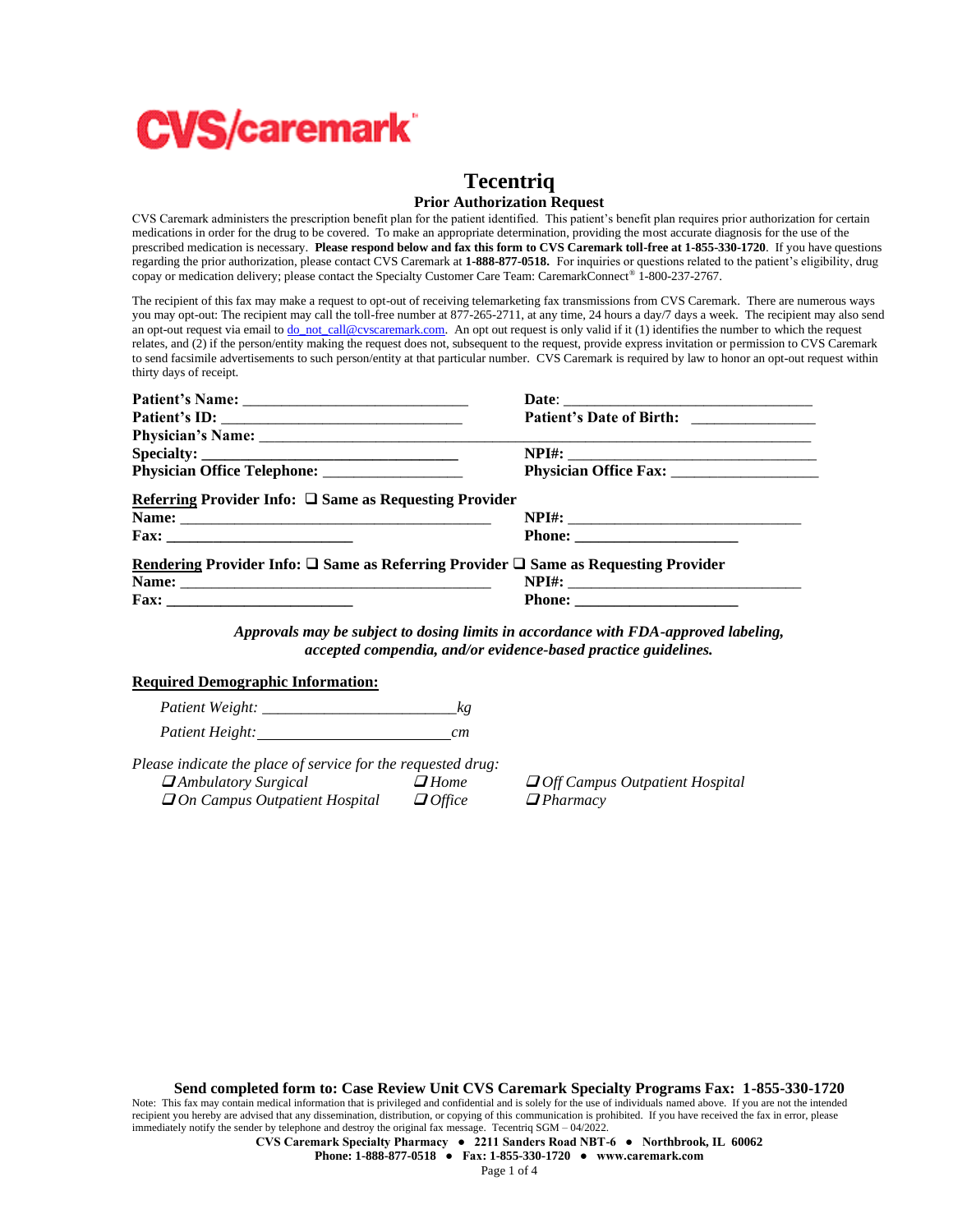CVS/caremark

# Tecentriq

## Prior Authorization Request

CVS Caremark administers the prescription benefit plan for the patient identified. This patient's benefit plan requires prior authorization for certain medications in order for the drug to be covered. To make an appropriate determination, providing the most accurate diagnosis for the use of the prescribed medication is necessary. **Please respond below and fax this form to CVS Caremark toll-free at 1-855-330-1720**. If you have questions regarding the prior authorization, please contact CVS Caremark at **1-888-877-0518.** For inquiries or questions related to the patient's eligibility, drug copay or medication delivery; please contact the Specialty Customer Care Team: CaremarkConnect® 1-800-237-2767.

The recipient of this fax may make a request to opt-out of receiving telemarketing fax transmissions from CVS Caremark. There are numerous ways you may opt-out: The recipient may call the toll-free number at 877-265-2711, at any time, 24 hours a day/7 days a week. The recipient may also send an opt-out request via email to do_not_call@cvscaremark.com. An opt out request is only valid if it (1) identifies the number to which the request relates, and (2) if the person/entity making the request does not, subsequent to the request, provide express invitation or permission to CVS Caremark to send facsimile advertisements to such person/entity at that particular number. CVS Caremark is required by law to honor an opt-out request within thirty days of receipt.

**Patient's Name:** ____________________________ **Date**: ________________________________

**Patient's ID:** ______________________________ **Patient's Date of Birth:** _______________

**Physician's Name:** ________________________________________________________________

**Specialty:** ________________________________ **NPI#:** _______________________________

**Physician Office Telephone:** _________________ **Physician Office Fax:** __________________

**Referring Provider Info:** ❑ **Same as Requesting Provider**

**Name:** ______________________________________ **NPI#:** ____________________________

**Fax:** _______________________ **Phone:** ____________________

**Rendering Provider Info:** ❑ **Same as Referring Provider** ❑ **Same as Requesting Provider**

**Name:** ______________________________________ **NPI#:** ____________________________

**Fax:** _______________________ **Phone:** ____________________

***Approvals may be subject to dosing limits in accordance with FDA-approved labeling, accepted compendia, and/or evidence-based practice guidelines.***

**Required Demographic Information:**

*Patient Weight:* ________________________ *kg*

*Patient Height:* ________________________ *cm*

*Please indicate the place of service for the requested drug:*

❑ *Ambulatory Surgical* ❑ *Home* ❑ *Off Campus Outpatient Hospital*
❑ *On Campus Outpatient Hospital* ❑ *Office* ❑ *Pharmacy*

**Send completed form to: Case Review Unit CVS Caremark Specialty Programs Fax: 1-855-330-1720**

Note: This fax may contain medical information that is privileged and confidential and is solely for the use of individuals named above. If you are not the intended recipient you hereby are advised that any dissemination, distribution, or copying of this communication is prohibited. If you have received the fax in error, please immediately notify the sender by telephone and destroy the original fax message. Tecentriq SGM – 04/2022.

**CVS Caremark Specialty Pharmacy ● 2211 Sanders Road NBT-6 ● Northbrook, IL 60062**
**Phone: 1-888-877-0518 ● Fax: 1-855-330-1720 ● www.caremark.com**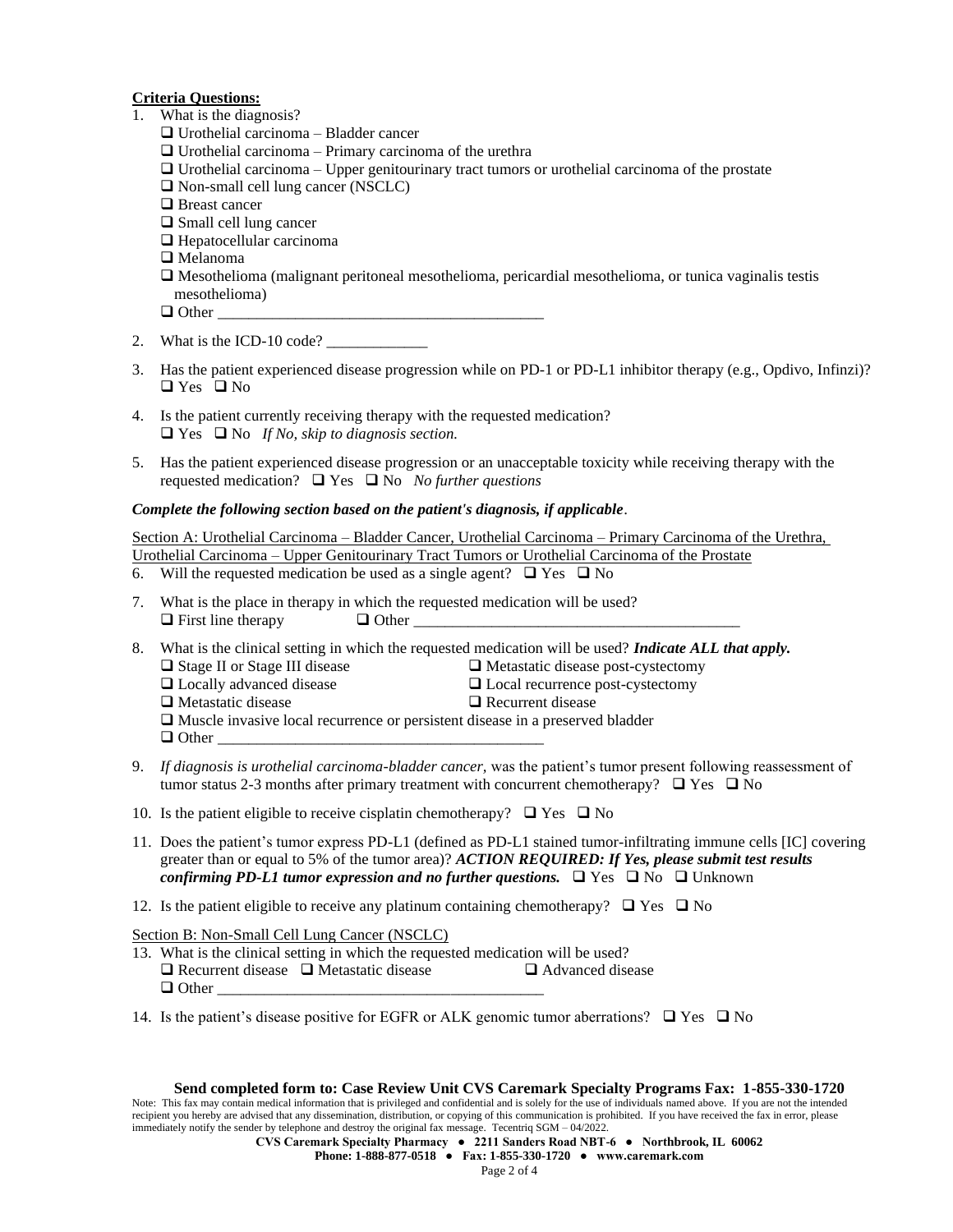**Criteria Questions:**

1. What is the diagnosis?
   - ❑ Urothelial carcinoma – Bladder cancer
   - ❑ Urothelial carcinoma – Primary carcinoma of the urethra
   - ❑ Urothelial carcinoma – Upper genitourinary tract tumors or urothelial carcinoma of the prostate
   - ❑ Non-small cell lung cancer (NSCLC)
   - ❑ Breast cancer
   - ❑ Small cell lung cancer
   - ❑ Hepatocellular carcinoma
   - ❑ Melanoma
   - ❑ Mesothelioma (malignant peritoneal mesothelioma, pericardial mesothelioma, or tunica vaginalis testis mesothelioma)
   - ❑ Other ___________________________________________
2. What is the ICD-10 code? _____________
3. Has the patient experienced disease progression while on PD-1 or PD-L1 inhibitor therapy (e.g., Opdivo, Infinzi)?
   ❑ Yes ❑ No
4. Is the patient currently receiving therapy with the requested medication?
   ❑ Yes ❑ No *If No, skip to diagnosis section.*
5. Has the patient experienced disease progression or an unacceptable toxicity while receiving therapy with the requested medication? ❑ Yes ❑ No *No further questions*

***Complete the following section based on the patient's diagnosis, if applicable*.**

Section A: Urothelial Carcinoma – Bladder Cancer, Urothelial Carcinoma – Primary Carcinoma of the Urethra, Urothelial Carcinoma – Upper Genitourinary Tract Tumors or Urothelial Carcinoma of the Prostate

6. Will the requested medication be used as a single agent? ❑ Yes ❑ No
7. What is the place in therapy in which the requested medication will be used?
   ❑ First line therapy ❑ Other ___________________________________________
8. What is the clinical setting in which the requested medication will be used? ***Indicate ALL that apply.***
   - ❑ Stage II or Stage III disease
   - ❑ Metastatic disease post-cystectomy
   - ❑ Locally advanced disease
   - ❑ Local recurrence post-cystectomy
   - ❑ Metastatic disease
   - ❑ Recurrent disease
   - ❑ Muscle invasive local recurrence or persistent disease in a preserved bladder
   - ❑ Other ___________________________________________
9. *If diagnosis is urothelial carcinoma-bladder cancer,* was the patient's tumor present following reassessment of tumor status 2-3 months after primary treatment with concurrent chemotherapy? ❑ Yes ❑ No
10. Is the patient eligible to receive cisplatin chemotherapy? ❑ Yes ❑ No
11. Does the patient's tumor express PD-L1 (defined as PD-L1 stained tumor-infiltrating immune cells [IC] covering greater than or equal to 5% of the tumor area)? ***ACTION REQUIRED: If Yes, please submit test results confirming PD-L1 tumor expression and no further questions.*** ❑ Yes ❑ No ❑ Unknown
12. Is the patient eligible to receive any platinum containing chemotherapy? ❑ Yes ❑ No

Section B: Non-Small Cell Lung Cancer (NSCLC)

13. What is the clinical setting in which the requested medication will be used?
    ❑ Recurrent disease ❑ Metastatic disease ❑ Advanced disease
    ❑ Other ___________________________________________
14. Is the patient's disease positive for EGFR or ALK genomic tumor aberrations? ❑ Yes ❑ No

**Send completed form to: Case Review Unit CVS Caremark Specialty Programs Fax: 1-855-330-1720**

Note: This fax may contain medical information that is privileged and confidential and is solely for the use of individuals named above. If you are not the intended recipient you hereby are advised that any dissemination, distribution, or copying of this communication is prohibited. If you have received the fax in error, please immediately notify the sender by telephone and destroy the original fax message. Tecentriq SGM – 04/2022.

**CVS Caremark Specialty Pharmacy • 2211 Sanders Road NBT-6 • Northbrook, IL 60062**
**Phone: 1-888-877-0518 • Fax: 1-855-330-1720 • www.caremark.com**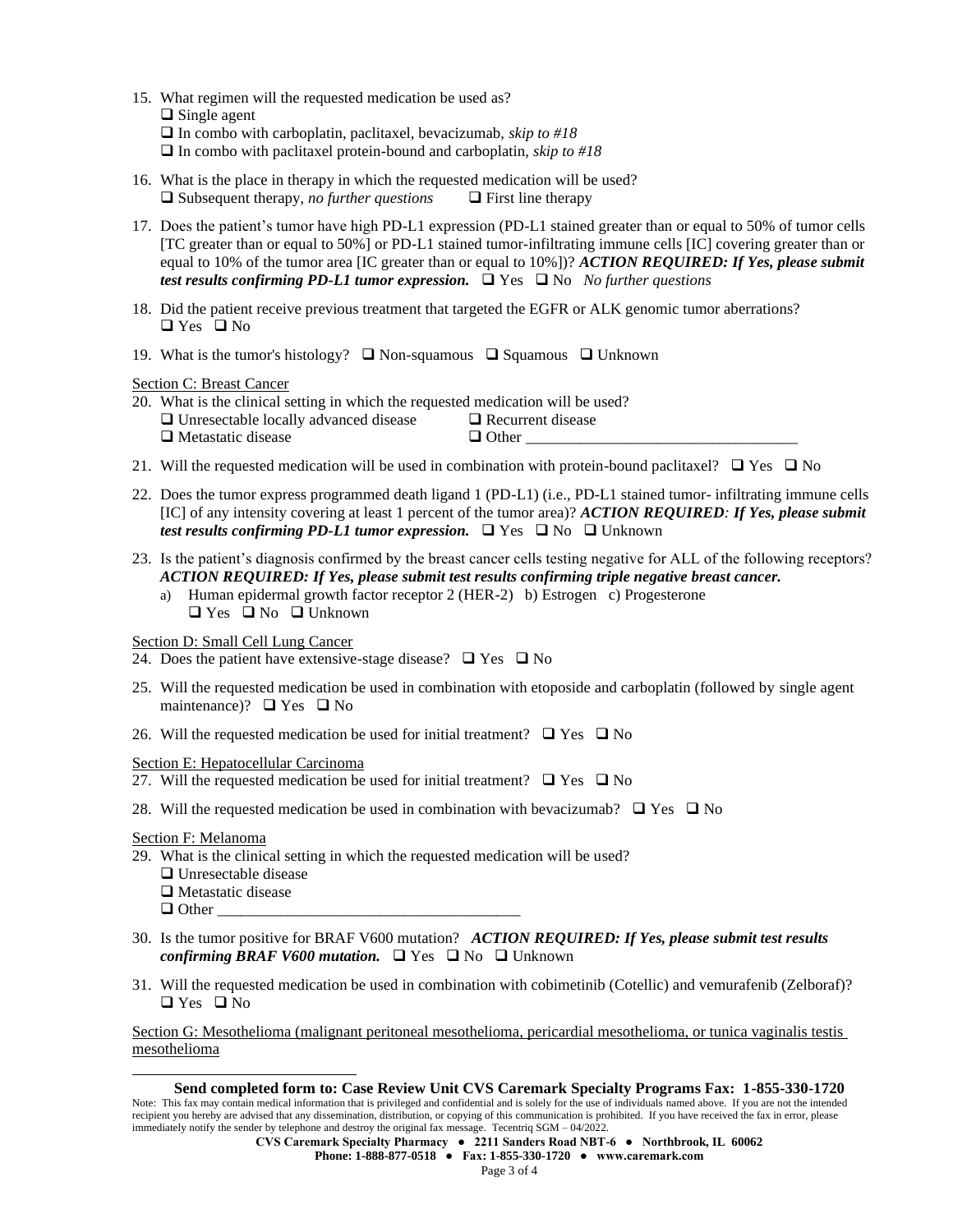15. What regimen will the requested medication be used as?
    ❑ Single agent
    ❑ In combo with carboplatin, paclitaxel, bevacizumab, *skip to #18*
    ❑ In combo with paclitaxel protein-bound and carboplatin, *skip to #18*

16. What is the place in therapy in which the requested medication will be used?
    ❑ Subsequent therapy, *no further questions* ❑ First line therapy

17. Does the patient's tumor have high PD-L1 expression (PD-L1 stained greater than or equal to 50% of tumor cells [TC greater than or equal to 50%] or PD-L1 stained tumor-infiltrating immune cells [IC] covering greater than or equal to 10% of the tumor area [IC greater than or equal to 10%])? ***ACTION REQUIRED: If Yes, please submit test results confirming PD-L1 tumor expression.*** ❑ Yes ❑ No *No further questions*

18. Did the patient receive previous treatment that targeted the EGFR or ALK genomic tumor aberrations?
    ❑ Yes ❑ No

19. What is the tumor's histology? ❑ Non-squamous ❑ Squamous ❑ Unknown

Section C: Breast Cancer

20. What is the clinical setting in which the requested medication will be used?
    ❑ Unresectable locally advanced disease ❑ Recurrent disease
    ❑ Metastatic disease ❑ Other ___________________________________

21. Will the requested medication will be used in combination with protein-bound paclitaxel? ❑ Yes ❑ No

22. Does the tumor express programmed death ligand 1 (PD-L1) (i.e., PD-L1 stained tumor- infiltrating immune cells [IC] of any intensity covering at least 1 percent of the tumor area)? ***ACTION REQUIRED: If Yes, please submit test results confirming PD-L1 tumor expression.*** ❑ Yes ❑ No ❑ Unknown

23. Is the patient's diagnosis confirmed by the breast cancer cells testing negative for ALL of the following receptors? ***ACTION REQUIRED: If Yes, please submit test results confirming triple negative breast cancer.***
    a) Human epidermal growth factor receptor 2 (HER-2) b) Estrogen c) Progesterone
    ❑ Yes ❑ No ❑ Unknown

Section D: Small Cell Lung Cancer

24. Does the patient have extensive-stage disease? ❑ Yes ❑ No

25. Will the requested medication be used in combination with etoposide and carboplatin (followed by single agent maintenance)? ❑ Yes ❑ No

26. Will the requested medication be used for initial treatment? ❑ Yes ❑ No

Section E: Hepatocellular Carcinoma

27. Will the requested medication be used for initial treatment? ❑ Yes ❑ No

28. Will the requested medication be used in combination with bevacizumab? ❑ Yes ❑ No

Section F: Melanoma

29. What is the clinical setting in which the requested medication will be used?
    ❑ Unresectable disease
    ❑ Metastatic disease
    ❑ Other _______________________________________

30. Is the tumor positive for BRAF V600 mutation? ***ACTION REQUIRED: If Yes, please submit test results confirming BRAF V600 mutation.*** ❑ Yes ❑ No ❑ Unknown

31. Will the requested medication be used in combination with cobimetinib (Cotellic) and vemurafenib (Zelboraf)?
    ❑ Yes ❑ No

Section G: Mesothelioma (malignant peritoneal mesothelioma, pericardial mesothelioma, or tunica vaginalis testis mesothelioma

**Send completed form to: Case Review Unit CVS Caremark Specialty Programs Fax: 1-855-330-1720**

Note: This fax may contain medical information that is privileged and confidential and is solely for the use of individuals named above. If you are not the intended recipient you hereby are advised that any dissemination, distribution, or copying of this communication is prohibited. If you have received the fax in error, please immediately notify the sender by telephone and destroy the original fax message. Tecentriq SGM – 04/2022.

**CVS Caremark Specialty Pharmacy ● 2211 Sanders Road NBT-6 ● Northbrook, IL 60062**
**Phone: 1-888-877-0518 ● Fax: 1-855-330-1720 ● www.caremark.com**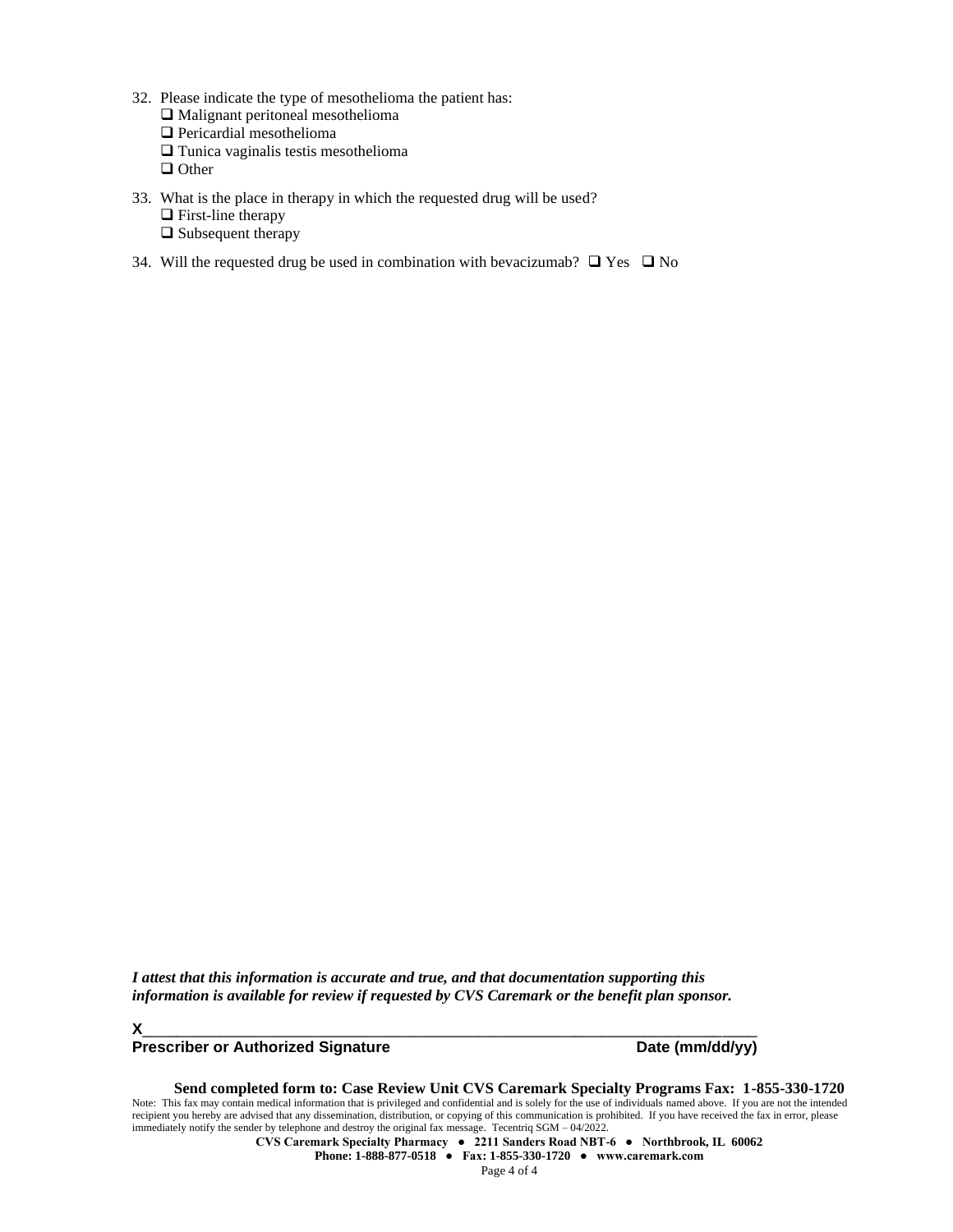32. Please indicate the type of mesothelioma the patient has:
    - ❑ Malignant peritoneal mesothelioma
    - ❑ Pericardial mesothelioma
    - ❑ Tunica vaginalis testis mesothelioma
    - ❑ Other

33. What is the place in therapy in which the requested drug will be used?
    - ❑ First-line therapy
    - ❑ Subsequent therapy

34. Will the requested drug be used in combination with bevacizumab? ❑ Yes ❑ No

***I attest that this information is accurate and true, and that documentation supporting this information is available for review if requested by CVS Caremark or the benefit plan sponsor.***

**X**_____________________________________________________________________________

**Prescriber or Authorized Signature** **Date (mm/dd/yy)**

**Send completed form to: Case Review Unit CVS Caremark Specialty Programs Fax: 1-855-330-1720**

Note: This fax may contain medical information that is privileged and confidential and is solely for the use of individuals named above. If you are not the intended recipient you hereby are advised that any dissemination, distribution, or copying of this communication is prohibited. If you have received the fax in error, please immediately notify the sender by telephone and destroy the original fax message. Tecentriq SGM – 04/2022.

**CVS Caremark Specialty Pharmacy ● 2211 Sanders Road NBT-6 ● Northbrook, IL 60062**

**Phone: 1-888-877-0518 ● Fax: 1-855-330-1720 ● www.caremark.com**